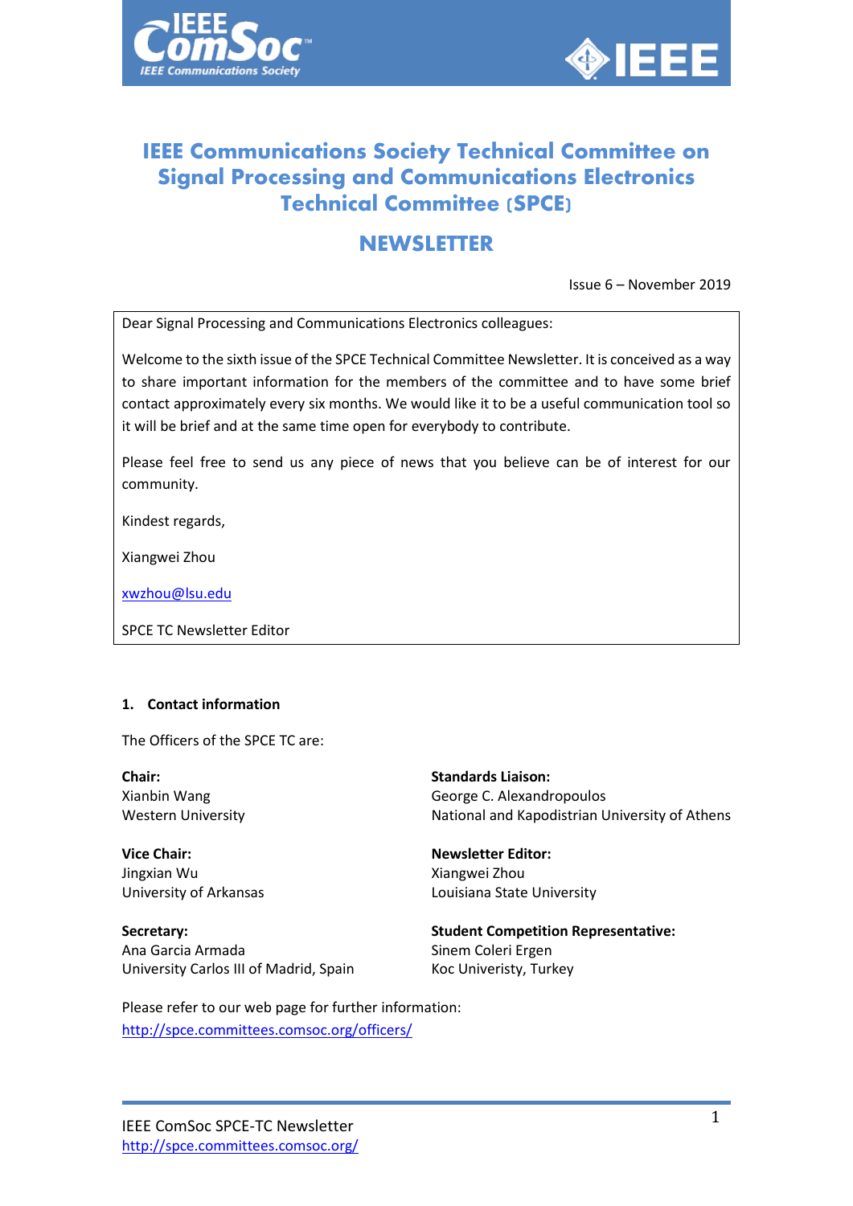# IEEE Communications Society Technical Committee on Signal Processing and Communications Electronics Technical Committee (SPCE)

## NEWSLETTER

Issue 6 – November 2019

Dear Signal Processing and Communications Electronics colleagues:

Welcome to the sixth issue of the SPCE Technical Committee Newsletter. It is conceived as a way to share important information for the members of the committee and to have some brief contact approximately every six months. We would like it to be a useful communication tool so it will be brief and at the same time open for everybody to contribute.

Please feel free to send us any piece of news that you believe can be of interest for our community.

Kindest regards,

Xiangwei Zhou

xwzhou@lsu.edu

SPCE TC Newsletter Editor

### 1. Contact information

The Officers of the SPCE TC are:

**Chair:**
Xianbin Wang
Western University

**Vice Chair:**
Jingxian Wu
University of Arkansas

**Secretary:**
Ana Garcia Armada
University Carlos III of Madrid, Spain

**Standards Liaison:**
George C. Alexandropoulos
National and Kapodistrian University of Athens

**Newsletter Editor:**
Xiangwei Zhou
Louisiana State University

**Student Competition Representative:**
Sinem Coleri Ergen
Koc Univeristy, Turkey

Please refer to our web page for further information:
http://spce.committees.comsoc.org/officers/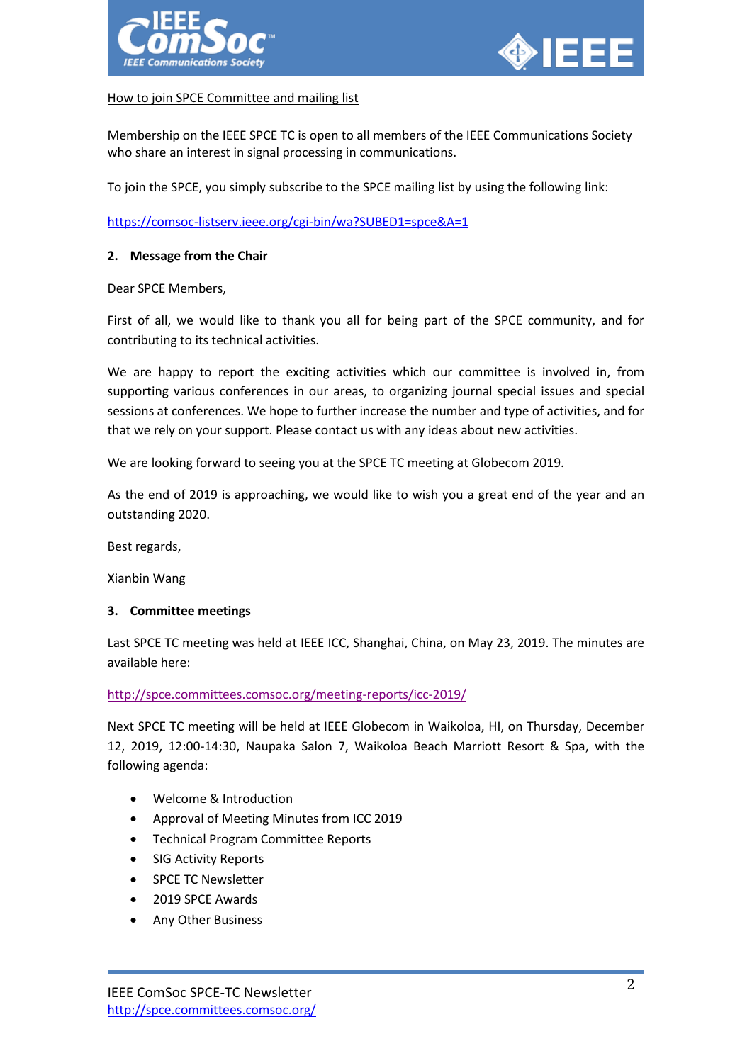How to join SPCE Committee and mailing list

Membership on the IEEE SPCE TC is open to all members of the IEEE Communications Society who share an interest in signal processing in communications.

To join the SPCE, you simply subscribe to the SPCE mailing list by using the following link:

https://comsoc-listserv.ieee.org/cgi-bin/wa?SUBED1=spce&A=1

## 2. Message from the Chair

Dear SPCE Members,

First of all, we would like to thank you all for being part of the SPCE community, and for contributing to its technical activities.

We are happy to report the exciting activities which our committee is involved in, from supporting various conferences in our areas, to organizing journal special issues and special sessions at conferences. We hope to further increase the number and type of activities, and for that we rely on your support. Please contact us with any ideas about new activities.

We are looking forward to seeing you at the SPCE TC meeting at Globecom 2019.

As the end of 2019 is approaching, we would like to wish you a great end of the year and an outstanding 2020.

Best regards,

Xianbin Wang

## 3. Committee meetings

Last SPCE TC meeting was held at IEEE ICC, Shanghai, China, on May 23, 2019. The minutes are available here:

http://spce.committees.comsoc.org/meeting-reports/icc-2019/

Next SPCE TC meeting will be held at IEEE Globecom in Waikoloa, HI, on Thursday, December 12, 2019, 12:00-14:30, Naupaka Salon 7, Waikoloa Beach Marriott Resort & Spa, with the following agenda:

- Welcome & Introduction
- Approval of Meeting Minutes from ICC 2019
- Technical Program Committee Reports
- SIG Activity Reports
- SPCE TC Newsletter
- 2019 SPCE Awards
- Any Other Business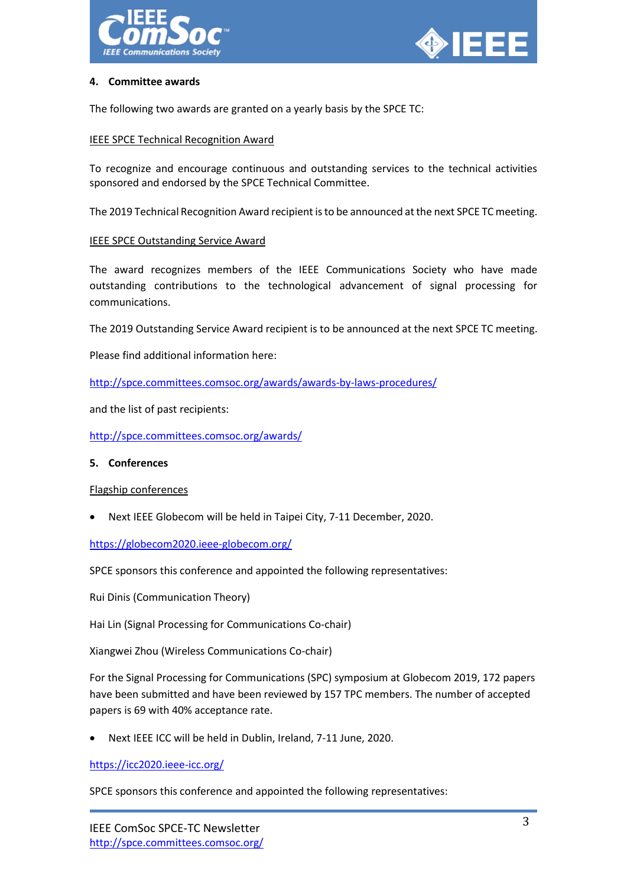## 4. Committee awards

The following two awards are granted on a yearly basis by the SPCE TC:

IEEE SPCE Technical Recognition Award

To recognize and encourage continuous and outstanding services to the technical activities sponsored and endorsed by the SPCE Technical Committee.

The 2019 Technical Recognition Award recipient is to be announced at the next SPCE TC meeting.

IEEE SPCE Outstanding Service Award

The award recognizes members of the IEEE Communications Society who have made outstanding contributions to the technological advancement of signal processing for communications.

The 2019 Outstanding Service Award recipient is to be announced at the next SPCE TC meeting.

Please find additional information here:

http://spce.committees.comsoc.org/awards/awards-by-laws-procedures/

and the list of past recipients:

http://spce.committees.comsoc.org/awards/

## 5. Conferences

Flagship conferences

- Next IEEE Globecom will be held in Taipei City, 7-11 December, 2020.

https://globecom2020.ieee-globecom.org/

SPCE sponsors this conference and appointed the following representatives:

Rui Dinis (Communication Theory)

Hai Lin (Signal Processing for Communications Co-chair)

Xiangwei Zhou (Wireless Communications Co-chair)

For the Signal Processing for Communications (SPC) symposium at Globecom 2019, 172 papers have been submitted and have been reviewed by 157 TPC members. The number of accepted papers is 69 with 40% acceptance rate.

- Next IEEE ICC will be held in Dublin, Ireland, 7-11 June, 2020.

https://icc2020.ieee-icc.org/

SPCE sponsors this conference and appointed the following representatives: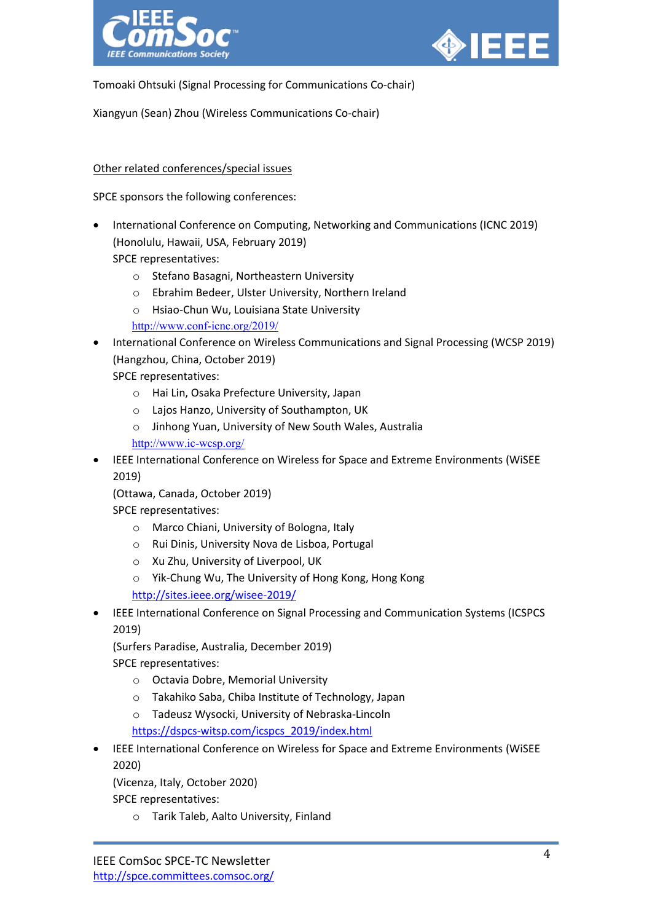Tomoaki Ohtsuki (Signal Processing for Communications Co-chair)

Xiangyun (Sean) Zhou (Wireless Communications Co-chair)

Other related conferences/special issues

SPCE sponsors the following conferences:

- International Conference on Computing, Networking and Communications (ICNC 2019) (Honolulu, Hawaii, USA, February 2019)
  SPCE representatives:
  - Stefano Basagni, Northeastern University
  - Ebrahim Bedeer, Ulster University, Northern Ireland
  - Hsiao-Chun Wu, Louisiana State University

  http://www.conf-icnc.org/2019/
- International Conference on Wireless Communications and Signal Processing (WCSP 2019) (Hangzhou, China, October 2019)
  SPCE representatives:
  - Hai Lin, Osaka Prefecture University, Japan
  - Lajos Hanzo, University of Southampton, UK
  - Jinhong Yuan, University of New South Wales, Australia

  http://www.ic-wcsp.org/
- IEEE International Conference on Wireless for Space and Extreme Environments (WiSEE 2019)
  (Ottawa, Canada, October 2019)
  SPCE representatives:
  - Marco Chiani, University of Bologna, Italy
  - Rui Dinis, University Nova de Lisboa, Portugal
  - Xu Zhu, University of Liverpool, UK
  - Yik-Chung Wu, The University of Hong Kong, Hong Kong

  http://sites.ieee.org/wisee-2019/
- IEEE International Conference on Signal Processing and Communication Systems (ICSPCS 2019)
  (Surfers Paradise, Australia, December 2019)
  SPCE representatives:
  - Octavia Dobre, Memorial University
  - Takahiko Saba, Chiba Institute of Technology, Japan
  - Tadeusz Wysocki, University of Nebraska-Lincoln

  https://dspcs-witsp.com/icspcs_2019/index.html
- IEEE International Conference on Wireless for Space and Extreme Environments (WiSEE 2020)
  (Vicenza, Italy, October 2020)
  SPCE representatives:
  - Tarik Taleb, Aalto University, Finland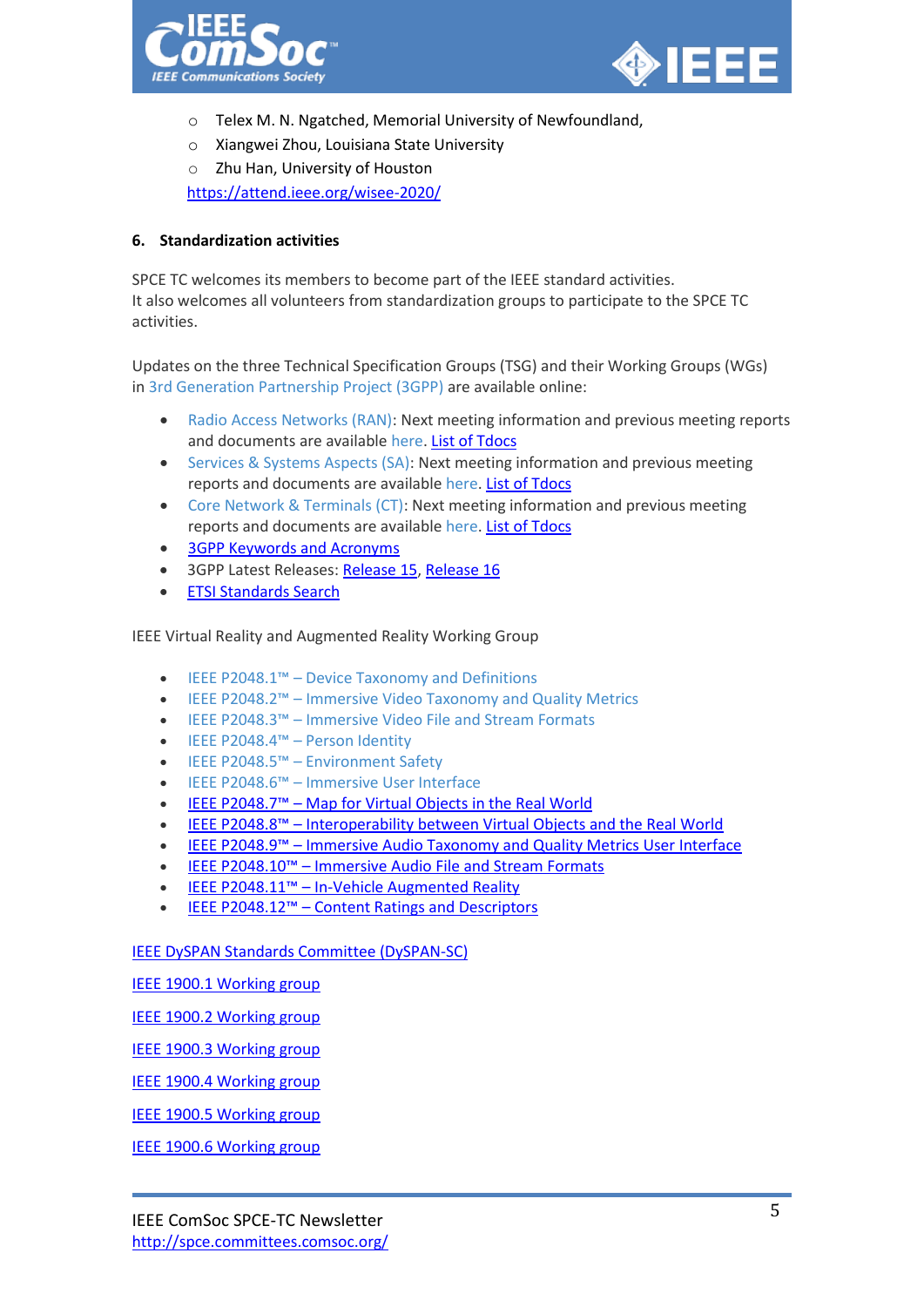- Telex M. N. Ngatched, Memorial University of Newfoundland,
- Xiangwei Zhou, Louisiana State University
- Zhu Han, University of Houston

https://attend.ieee.org/wisee-2020/

## 6. Standardization activities

SPCE TC welcomes its members to become part of the IEEE standard activities.
It also welcomes all volunteers from standardization groups to participate to the SPCE TC activities.

Updates on the three Technical Specification Groups (TSG) and their Working Groups (WGs) in 3rd Generation Partnership Project (3GPP) are available online:

- Radio Access Networks (RAN): Next meeting information and previous meeting reports and documents are available here. List of Tdocs
- Services & Systems Aspects (SA): Next meeting information and previous meeting reports and documents are available here. List of Tdocs
- Core Network & Terminals (CT): Next meeting information and previous meeting reports and documents are available here. List of Tdocs
- 3GPP Keywords and Acronyms
- 3GPP Latest Releases: Release 15, Release 16
- ETSI Standards Search

IEEE Virtual Reality and Augmented Reality Working Group

- IEEE P2048.1™ – Device Taxonomy and Definitions
- IEEE P2048.2™ – Immersive Video Taxonomy and Quality Metrics
- IEEE P2048.3™ – Immersive Video File and Stream Formats
- IEEE P2048.4™ – Person Identity
- IEEE P2048.5™ – Environment Safety
- IEEE P2048.6™ – Immersive User Interface
- IEEE P2048.7™ – Map for Virtual Objects in the Real World
- IEEE P2048.8™ – Interoperability between Virtual Objects and the Real World
- IEEE P2048.9™ – Immersive Audio Taxonomy and Quality Metrics User Interface
- IEEE P2048.10™ – Immersive Audio File and Stream Formats
- IEEE P2048.11™ – In-Vehicle Augmented Reality
- IEEE P2048.12™ – Content Ratings and Descriptors

IEEE DySPAN Standards Committee (DySPAN-SC)

IEEE 1900.1 Working group

IEEE 1900.2 Working group

IEEE 1900.3 Working group

IEEE 1900.4 Working group

IEEE 1900.5 Working group

IEEE 1900.6 Working group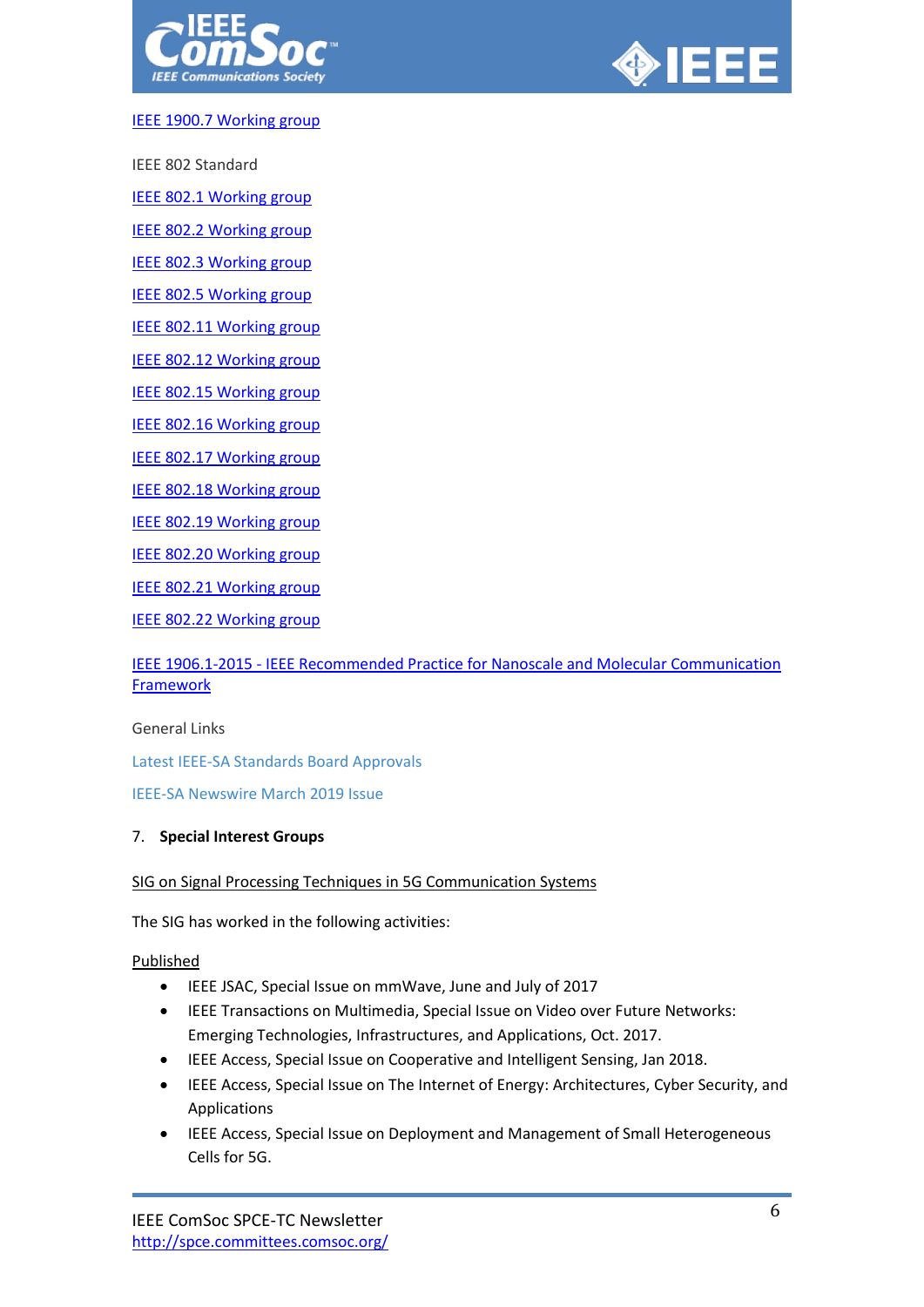IEEE 1900.7 Working group

IEEE 802 Standard

IEEE 802.1 Working group

IEEE 802.2 Working group

IEEE 802.3 Working group

IEEE 802.5 Working group

IEEE 802.11 Working group

IEEE 802.12 Working group

IEEE 802.15 Working group

IEEE 802.16 Working group

IEEE 802.17 Working group

IEEE 802.18 Working group

IEEE 802.19 Working group

IEEE 802.20 Working group

IEEE 802.21 Working group

IEEE 802.22 Working group

IEEE 1906.1-2015 - IEEE Recommended Practice for Nanoscale and Molecular Communication Framework

General Links

Latest IEEE-SA Standards Board Approvals

IEEE-SA Newswire March 2019 Issue

## 7. Special Interest Groups

SIG on Signal Processing Techniques in 5G Communication Systems

The SIG has worked in the following activities:

Published

- IEEE JSAC, Special Issue on mmWave, June and July of 2017
- IEEE Transactions on Multimedia, Special Issue on Video over Future Networks: Emerging Technologies, Infrastructures, and Applications, Oct. 2017.
- IEEE Access, Special Issue on Cooperative and Intelligent Sensing, Jan 2018.
- IEEE Access, Special Issue on The Internet of Energy: Architectures, Cyber Security, and Applications
- IEEE Access, Special Issue on Deployment and Management of Small Heterogeneous Cells for 5G.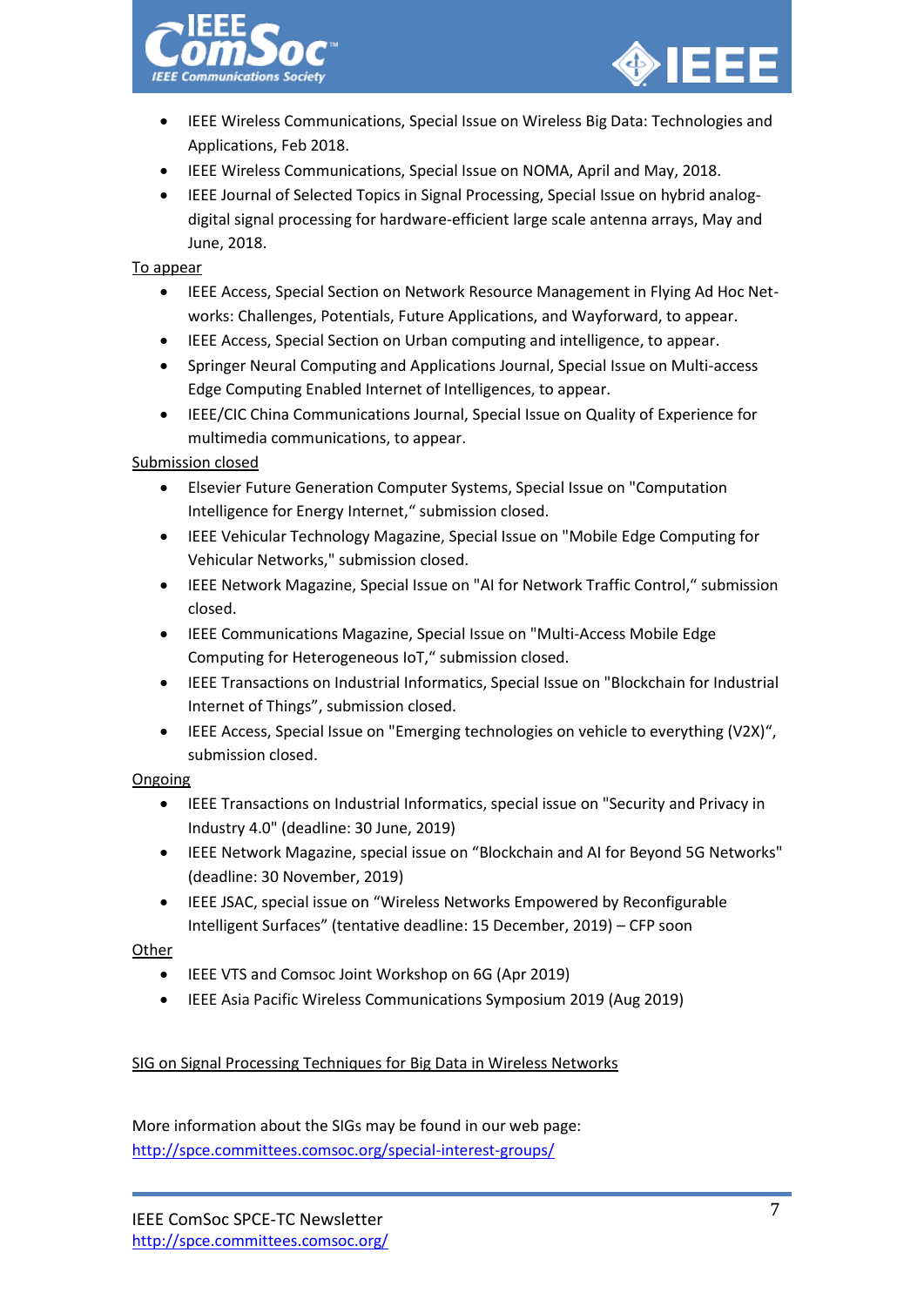- IEEE Wireless Communications, Special Issue on Wireless Big Data: Technologies and Applications, Feb 2018.
- IEEE Wireless Communications, Special Issue on NOMA, April and May, 2018.
- IEEE Journal of Selected Topics in Signal Processing, Special Issue on hybrid analog-digital signal processing for hardware-efficient large scale antenna arrays, May and June, 2018.

<u>To appear</u>

- IEEE Access, Special Section on Network Resource Management in Flying Ad Hoc Net-works: Challenges, Potentials, Future Applications, and Wayforward, to appear.
- IEEE Access, Special Section on Urban computing and intelligence, to appear.
- Springer Neural Computing and Applications Journal, Special Issue on Multi-access Edge Computing Enabled Internet of Intelligences, to appear.
- IEEE/CIC China Communications Journal, Special Issue on Quality of Experience for multimedia communications, to appear.

<u>Submission closed</u>

- Elsevier Future Generation Computer Systems, Special Issue on "Computation Intelligence for Energy Internet," submission closed.
- IEEE Vehicular Technology Magazine, Special Issue on "Mobile Edge Computing for Vehicular Networks," submission closed.
- IEEE Network Magazine, Special Issue on "AI for Network Traffic Control," submission closed.
- IEEE Communications Magazine, Special Issue on "Multi-Access Mobile Edge Computing for Heterogeneous IoT," submission closed.
- IEEE Transactions on Industrial Informatics, Special Issue on "Blockchain for Industrial Internet of Things", submission closed.
- IEEE Access, Special Issue on "Emerging technologies on vehicle to everything (V2X)", submission closed.

<u>Ongoing</u>

- IEEE Transactions on Industrial Informatics, special issue on "Security and Privacy in Industry 4.0" (deadline: 30 June, 2019)
- IEEE Network Magazine, special issue on "Blockchain and AI for Beyond 5G Networks" (deadline: 30 November, 2019)
- IEEE JSAC, special issue on "Wireless Networks Empowered by Reconfigurable Intelligent Surfaces" (tentative deadline: 15 December, 2019) – CFP soon

<u>Other</u>

- IEEE VTS and Comsoc Joint Workshop on 6G (Apr 2019)
- IEEE Asia Pacific Wireless Communications Symposium 2019 (Aug 2019)

<u>SIG on Signal Processing Techniques for Big Data in Wireless Networks</u>

More information about the SIGs may be found in our web page:
http://spce.committees.comsoc.org/special-interest-groups/